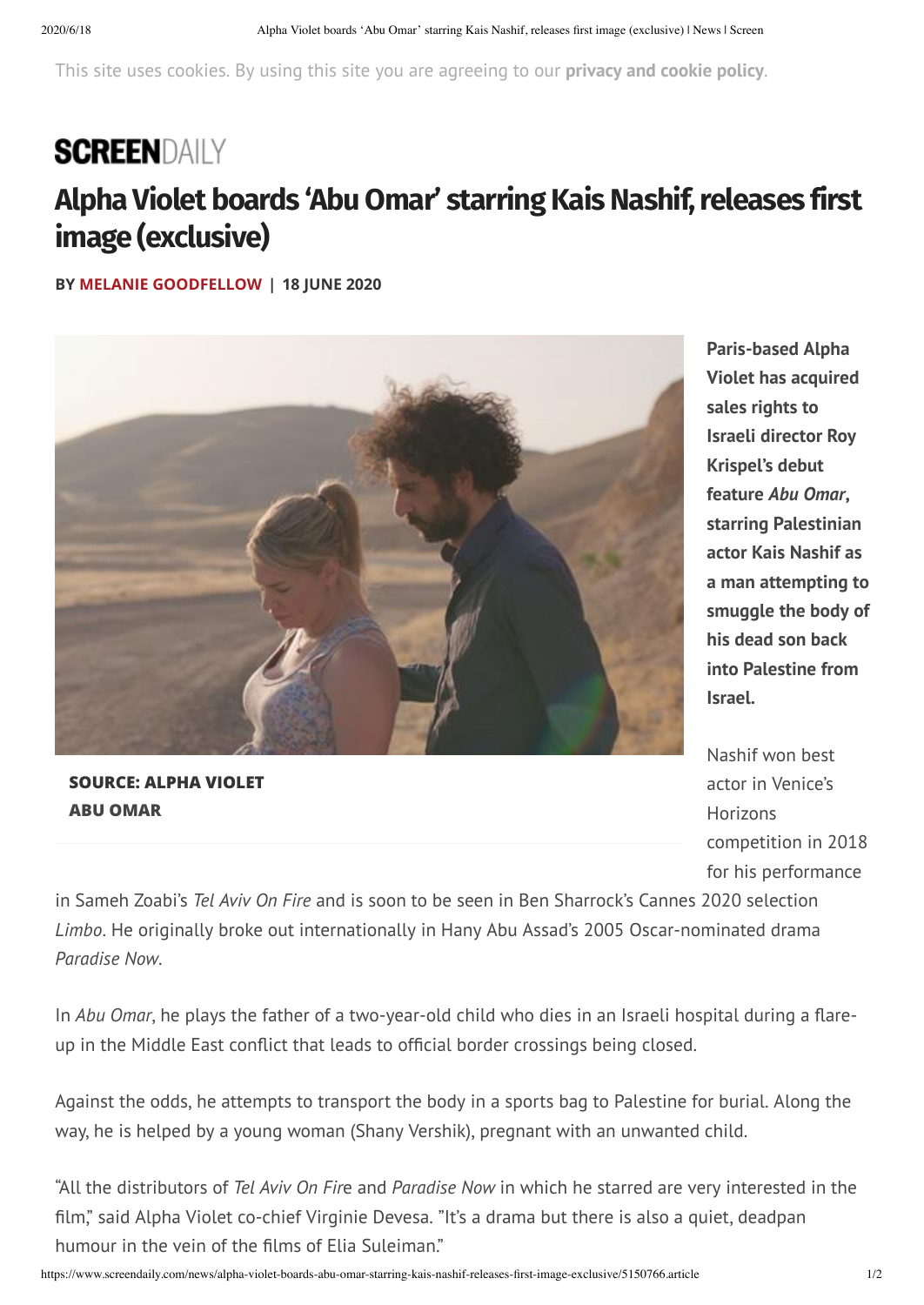This site uses cookies. By using this site you are agreeing to our **privacy and cookie policy**.

**SCREEN**DAILY

# Alpha Violet boards 'Abu Omar' starring Kais Nashif, releases first image (exclusive)

**BY MELANIE GOODFELLOW | 18 JUNE 2020**

**SOURCE: ALPHA VIOLET**
**ABU OMAR**

**Paris-based Alpha Violet has acquired sales rights to Israeli director Roy Krispel's debut feature *Abu Omar*, starring Palestinian actor Kais Nashif as a man attempting to smuggle the body of his dead son back into Palestine from Israel.**

Nashif won best actor in Venice's Horizons competition in 2018 for his performance in Sameh Zoabi's *Tel Aviv On Fire* and is soon to be seen in Ben Sharrock's Cannes 2020 selection *Limbo*. He originally broke out internationally in Hany Abu Assad's 2005 Oscar-nominated drama *Paradise Now*.

In *Abu Omar*, he plays the father of a two-year-old child who dies in an Israeli hospital during a flare-up in the Middle East conflict that leads to official border crossings being closed.

Against the odds, he attempts to transport the body in a sports bag to Palestine for burial. Along the way, he is helped by a young woman (Shany Vershik), pregnant with an unwanted child.

"All the distributors of *Tel Aviv On Fir*e and *Paradise Now* in which he starred are very interested in the film," said Alpha Violet co-chief Virginie Devesa. "It's a drama but there is also a quiet, deadpan humour in the vein of the films of Elia Suleiman."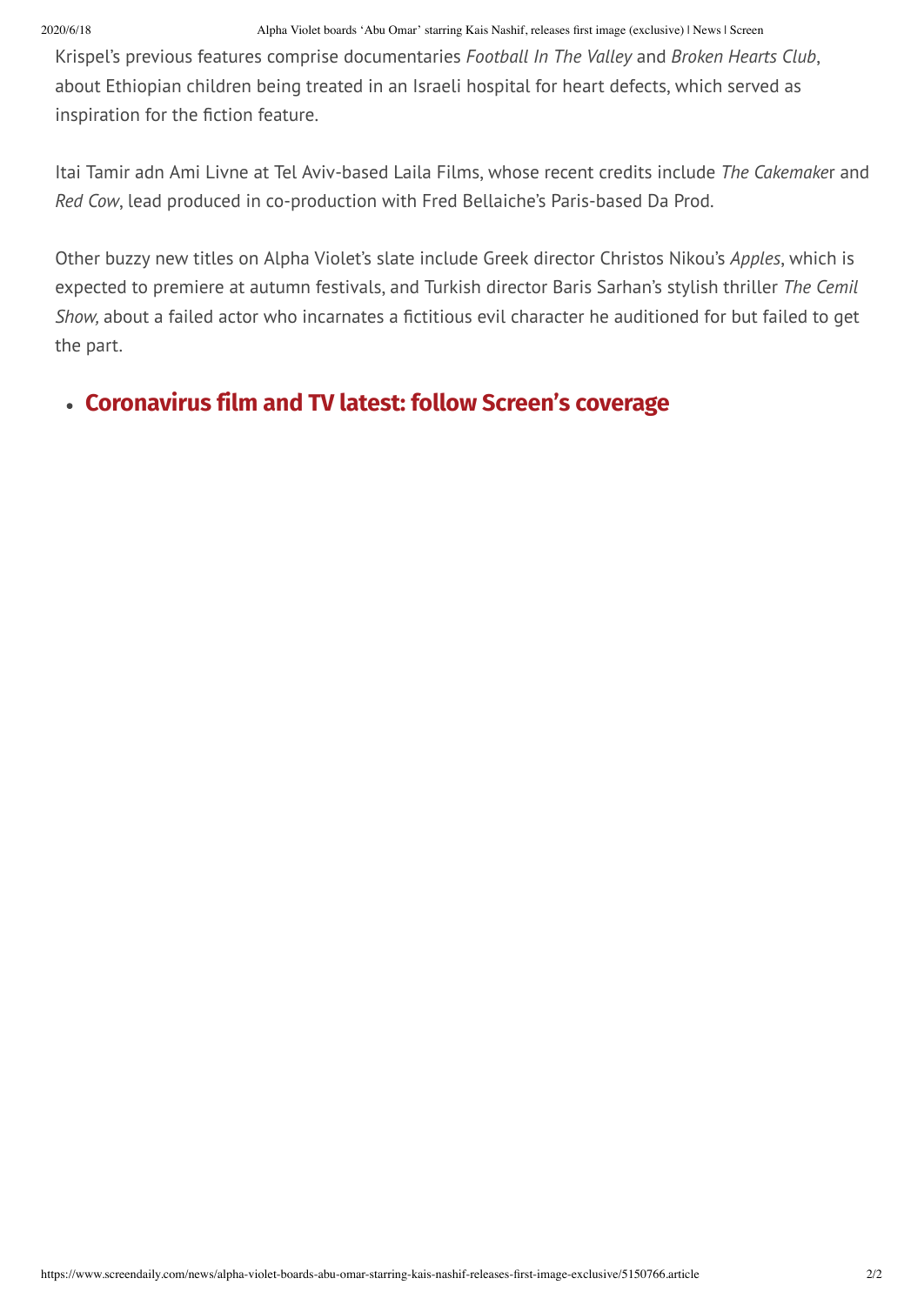Krispel's previous features comprise documentaries *Football In The Valley* and *Broken Hearts Club*, about Ethiopian children being treated in an Israeli hospital for heart defects, which served as inspiration for the fiction feature.

Itai Tamir adn Ami Livne at Tel Aviv-based Laila Films, whose recent credits include *The Cakemake*r and *Red Cow*, lead produced in co-production with Fred Bellaiche's Paris-based Da Prod.

Other buzzy new titles on Alpha Violet's slate include Greek director Christos Nikou's *Apples*, which is expected to premiere at autumn festivals, and Turkish director Baris Sarhan's stylish thriller *The Cemil Show,* about a failed actor who incarnates a fictitious evil character he auditioned for but failed to get the part.

- **Coronavirus film and TV latest: follow Screen's coverage**